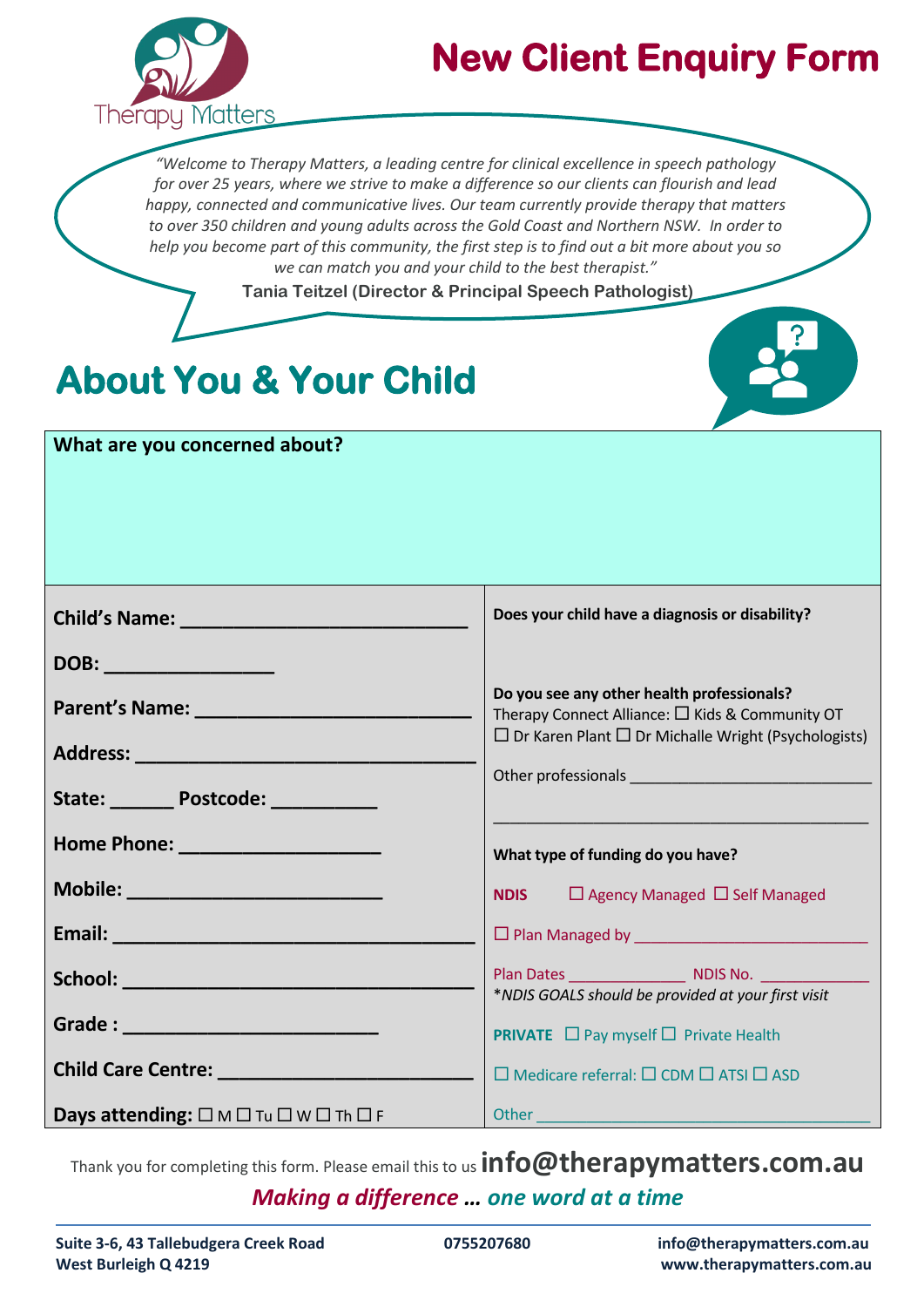Therapy Matters

# New Client Enquiry Form

*"Welcome to Therapy Matters, a leading centre for clinical excellence in speech pathology for over 25 years, where we strive to make a difference so our clients can flourish and lead happy, connected and communicative lives. Our team currently provide therapy that matters to over 350 children and young adults across the Gold Coast and Northern NSW. In order to help you become part of this community, the first step is to find out a bit more about you so we can match you and your child to the best therapist."*

**Tania Teitzel (Director & Principal Speech Pathologist)**

## About You & Your Child

**What are you concerned about?**

**Child's Name:** ___________________________

**DOB:** ________________

**Parent's Name:** _________________________

**Address:** _______________________________

**State:** ______ **Postcode:** __________

**Home Phone:** ___________________

**Mobile:** ________________________

**Email:** __________________________________

**School:** ________________________________

**Grade :** ________________________

**Child Care Centre:** ________________________

**Days attending:** ☐ M ☐ Tu ☐ W ☐ Th ☐ F

**Does your child have a diagnosis or disability?**

**Do you see any other health professionals?**

Therapy Connect Alliance: ☐ Kids & Community OT ☐ Dr Karen Plant ☐ Dr Michalle Wright (Psychologists)

Other professionals ___________________________

_________________________________________

**What type of funding do you have?**

**NDIS** ☐ Agency Managed ☐ Self Managed

☐ Plan Managed by ___________________________

Plan Dates ______________ NDIS No. ____________

**NDIS GOALS should be provided at your first visit*

**PRIVATE** ☐ Pay myself ☐ Private Health

☐ Medicare referral: ☐ CDM ☐ ATSI ☐ ASD

Other ________________________________________

Thank you for completing this form. Please email this to us **info@therapymatters.com.au**

***Making a difference … one word at a time***

**Suite 3-6, 43 Tallebudgera Creek Road**
**West Burleigh Q 4219**

**0755207680**

**info@therapymatters.com.au**
**www.therapymatters.com.au**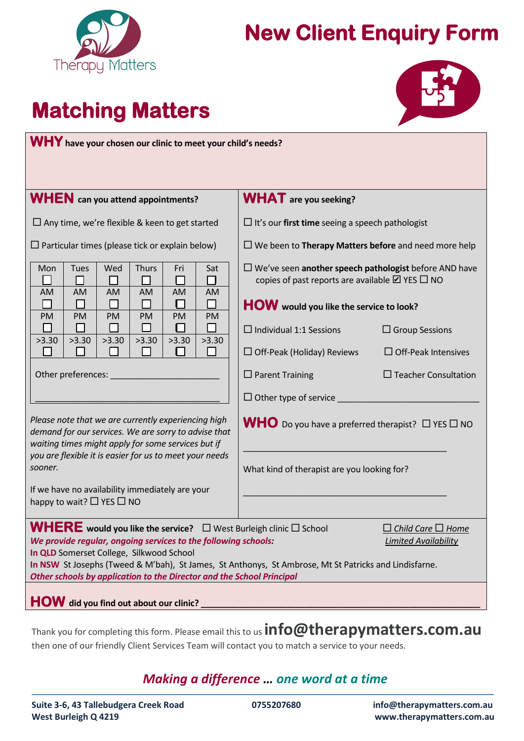Therapy Matters

# New Client Enquiry Form

# Matching Matters

**WHY have your chosen our clinic to meet your child's needs?**

**WHEN can you attend appointments?**

☐ Any time, we're flexible & keen to get started

☐ Particular times (please tick or explain below)

| Mon | Tues | Wed | Thurs | Fri | Sat |
|---|---|---|---|---|---|
| ☐ | ☐ | ☐ | ☐ | ☐ | ☐ |
| AM ☐ | AM ☐ | AM ☐ | AM ☐ | AM ☐ | AM ☐ |
| PM ☐ | PM ☐ | PM ☐ | PM ☐ | PM ☐ | PM ☐ |
| >3.30 ☐ | >3.30 ☐ | >3.30 ☐ | >3.30 ☐ | >3.30 ☐ | >3.30 ☐ |

Other preferences: _______________________

_________________________________________

*Please note that we are currently experiencing high demand for our services. We are sorry to advise that waiting times might apply for some services but if you are flexible it is easier for us to meet your needs sooner.*

If we have no availability immediately are your happy to wait? ☐ YES ☐ NO

**WHAT are you seeking?**

☐ It's our **first time** seeing a speech pathologist

☐ We been to **Therapy Matters before** and need more help

☐ We've seen **another speech pathologist** before AND have copies of past reports are available ☑ YES ☐ NO

**HOW would you like the service to look?**

☐ Individual 1:1 Sessions ☐ Group Sessions

☐ Off-Peak (Holiday) Reviews ☐ Off-Peak Intensives

☐ Parent Training ☐ Teacher Consultation

☐ Other type of service ______________________________

**WHO** Do you have a preferred therapist? ☐ YES ☐ NO

____________________________________________

What kind of therapist are you looking for?

____________________________________________

**WHERE would you like the service?** ☐ West Burleigh clinic ☐ School ☐ *Child Care* ☐ *Home* *Limited Availability*

***We provide regular, ongoing services to the following schools:***

**In QLD** Somerset College, Silkwood School

**In NSW** St Josephs (Tweed & M'bah), St James, St Anthonys, St Ambrose, Mt St Patricks and Lindisfarne.

***Other schools by application to the Director and the School Principal***

**HOW did you find out about our clinic?** ______________________________________________

Thank you for completing this form. Please email this to us **info@therapymatters.com.au** then one of our friendly Client Services Team will contact you to match a service to your needs.

***Making a difference … one word at a time***

**Suite 3-6, 43 Tallebudgera Creek Road**
**West Burleigh Q 4219**

**0755207680**

**info@therapymatters.com.au**
**www.therapymatters.com.au**